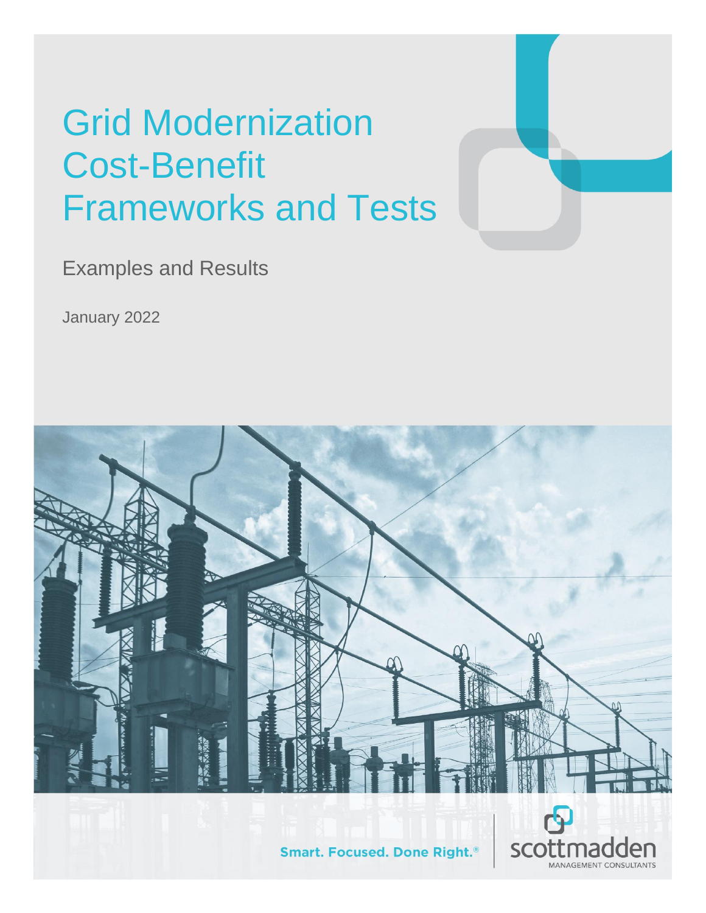# Grid Modernization Cost-Benefit Frameworks and Tests

Examples and Results

January 2022

Smart. Focused. Done Right.®

scottmadden
MANAGEMENT CONSULTANTS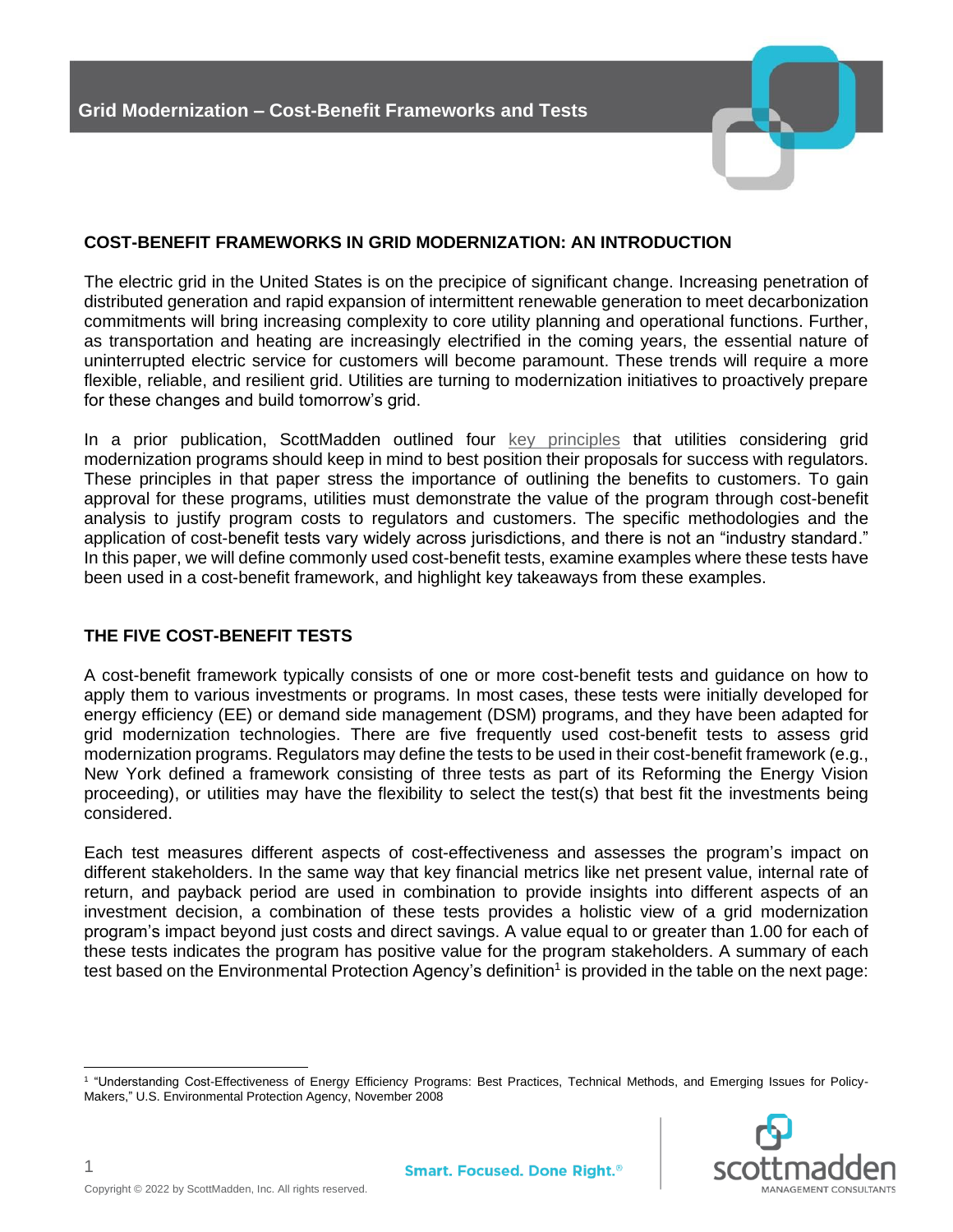## COST-BENEFIT FRAMEWORKS IN GRID MODERNIZATION: AN INTRODUCTION

The electric grid in the United States is on the precipice of significant change. Increasing penetration of distributed generation and rapid expansion of intermittent renewable generation to meet decarbonization commitments will bring increasing complexity to core utility planning and operational functions. Further, as transportation and heating are increasingly electrified in the coming years, the essential nature of uninterrupted electric service for customers will become paramount. These trends will require a more flexible, reliable, and resilient grid. Utilities are turning to modernization initiatives to proactively prepare for these changes and build tomorrow's grid.

In a prior publication, ScottMadden outlined four key principles that utilities considering grid modernization programs should keep in mind to best position their proposals for success with regulators. These principles in that paper stress the importance of outlining the benefits to customers. To gain approval for these programs, utilities must demonstrate the value of the program through cost-benefit analysis to justify program costs to regulators and customers. The specific methodologies and the application of cost-benefit tests vary widely across jurisdictions, and there is not an "industry standard." In this paper, we will define commonly used cost-benefit tests, examine examples where these tests have been used in a cost-benefit framework, and highlight key takeaways from these examples.

## THE FIVE COST-BENEFIT TESTS

A cost-benefit framework typically consists of one or more cost-benefit tests and guidance on how to apply them to various investments or programs. In most cases, these tests were initially developed for energy efficiency (EE) or demand side management (DSM) programs, and they have been adapted for grid modernization technologies. There are five frequently used cost-benefit tests to assess grid modernization programs. Regulators may define the tests to be used in their cost-benefit framework (e.g., New York defined a framework consisting of three tests as part of its Reforming the Energy Vision proceeding), or utilities may have the flexibility to select the test(s) that best fit the investments being considered.

Each test measures different aspects of cost-effectiveness and assesses the program's impact on different stakeholders. In the same way that key financial metrics like net present value, internal rate of return, and payback period are used in combination to provide insights into different aspects of an investment decision, a combination of these tests provides a holistic view of a grid modernization program's impact beyond just costs and direct savings. A value equal to or greater than 1.00 for each of these tests indicates the program has positive value for the program stakeholders. A summary of each test based on the Environmental Protection Agency's definition[1] is provided in the table on the next page:

[1] "Understanding Cost-Effectiveness of Energy Efficiency Programs: Best Practices, Technical Methods, and Emerging Issues for Policy-Makers," U.S. Environmental Protection Agency, November 2008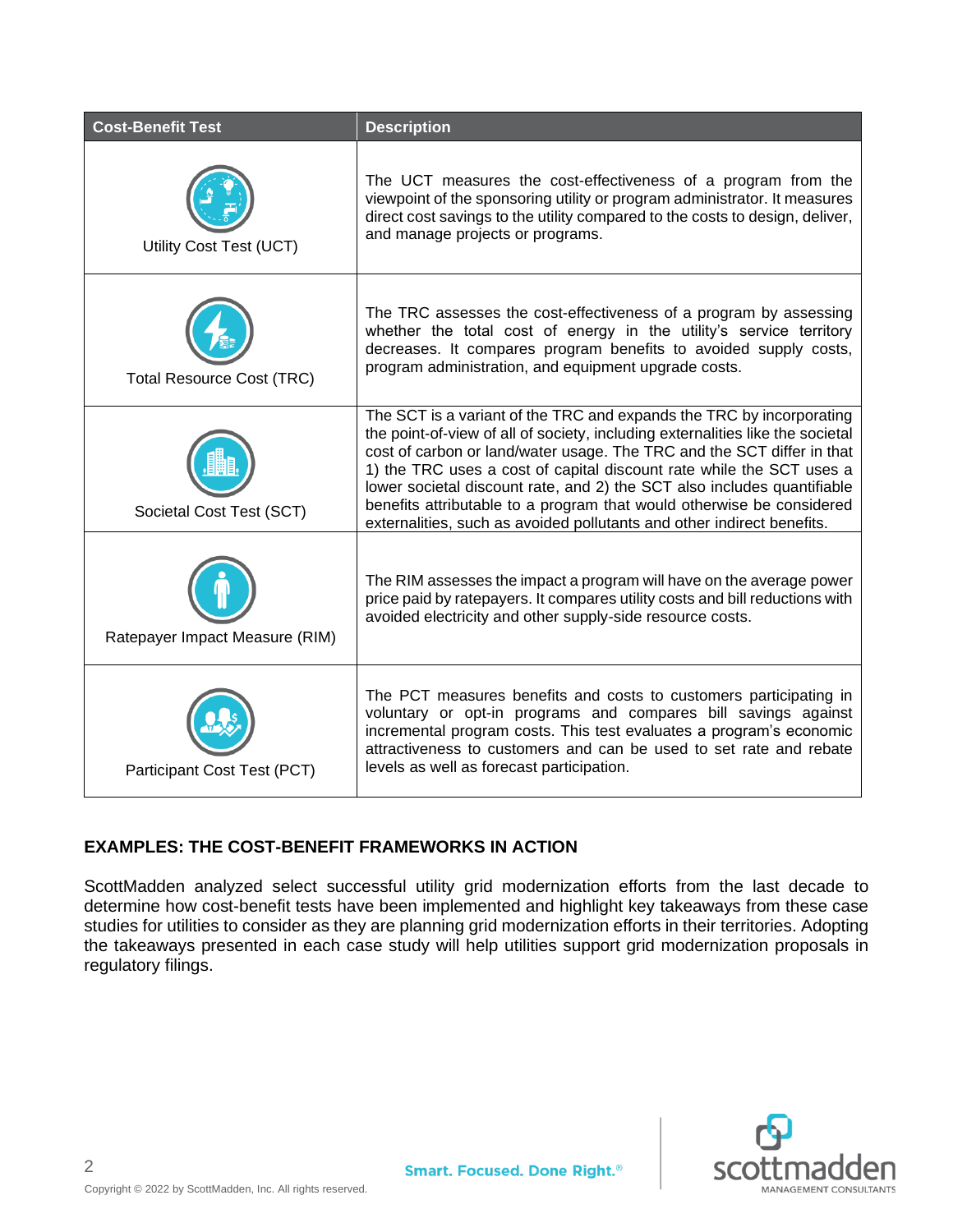| Cost-Benefit Test | Description |
| --- | --- |
| Utility Cost Test (UCT) | The UCT measures the cost-effectiveness of a program from the viewpoint of the sponsoring utility or program administrator. It measures direct cost savings to the utility compared to the costs to design, deliver, and manage projects or programs. |
| Total Resource Cost (TRC) | The TRC assesses the cost-effectiveness of a program by assessing whether the total cost of energy in the utility's service territory decreases. It compares program benefits to avoided supply costs, program administration, and equipment upgrade costs. |
| Societal Cost Test (SCT) | The SCT is a variant of the TRC and expands the TRC by incorporating the point-of-view of all of society, including externalities like the societal cost of carbon or land/water usage. The TRC and the SCT differ in that 1) the TRC uses a cost of capital discount rate while the SCT uses a lower societal discount rate, and 2) the SCT also includes quantifiable benefits attributable to a program that would otherwise be considered externalities, such as avoided pollutants and other indirect benefits. |
| Ratepayer Impact Measure (RIM) | The RIM assesses the impact a program will have on the average power price paid by ratepayers. It compares utility costs and bill reductions with avoided electricity and other supply-side resource costs. |
| Participant Cost Test (PCT) | The PCT measures benefits and costs to customers participating in voluntary or opt-in programs and compares bill savings against incremental program costs. This test evaluates a program's economic attractiveness to customers and can be used to set rate and rebate levels as well as forecast participation. |

## EXAMPLES: THE COST-BENEFIT FRAMEWORKS IN ACTION

ScottMadden analyzed select successful utility grid modernization efforts from the last decade to determine how cost-benefit tests have been implemented and highlight key takeaways from these case studies for utilities to consider as they are planning grid modernization efforts in their territories. Adopting the takeaways presented in each case study will help utilities support grid modernization proposals in regulatory filings.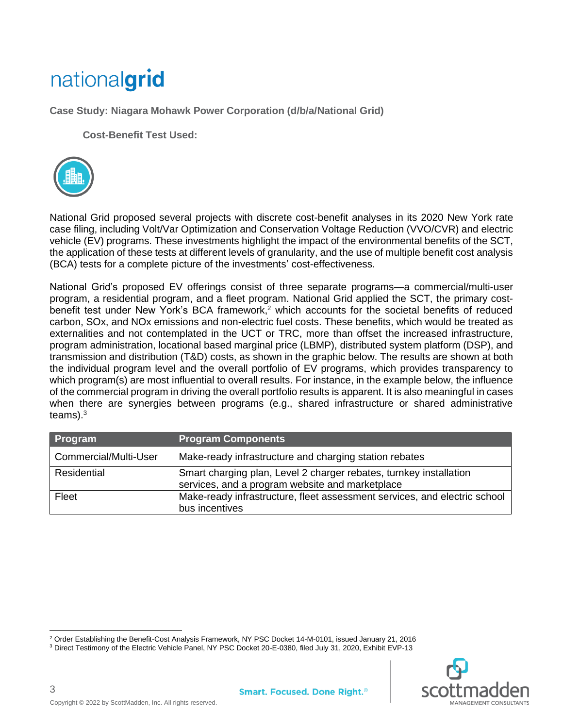# nationalgrid

**Case Study: Niagara Mohawk Power Corporation (d/b/a/National Grid)**

**Cost-Benefit Test Used:**

National Grid proposed several projects with discrete cost-benefit analyses in its 2020 New York rate case filing, including Volt/Var Optimization and Conservation Voltage Reduction (VVO/CVR) and electric vehicle (EV) programs. These investments highlight the impact of the environmental benefits of the SCT, the application of these tests at different levels of granularity, and the use of multiple benefit cost analysis (BCA) tests for a complete picture of the investments' cost-effectiveness.

National Grid's proposed EV offerings consist of three separate programs—a commercial/multi-user program, a residential program, and a fleet program. National Grid applied the SCT, the primary cost-benefit test under New York's BCA framework,[2] which accounts for the societal benefits of reduced carbon, SOx, and NOx emissions and non-electric fuel costs. These benefits, which would be treated as externalities and not contemplated in the UCT or TRC, more than offset the increased infrastructure, program administration, locational based marginal price (LBMP), distributed system platform (DSP), and transmission and distribution (T&D) costs, as shown in the graphic below. The results are shown at both the individual program level and the overall portfolio of EV programs, which provides transparency to which program(s) are most influential to overall results. For instance, in the example below, the influence of the commercial program in driving the overall portfolio results is apparent. It is also meaningful in cases when there are synergies between programs (e.g., shared infrastructure or shared administrative teams).[3]

| Program | Program Components |
| --- | --- |
| Commercial/Multi-User | Make-ready infrastructure and charging station rebates |
| Residential | Smart charging plan, Level 2 charger rebates, turnkey installation services, and a program website and marketplace |
| Fleet | Make-ready infrastructure, fleet assessment services, and electric school bus incentives |

[2] Order Establishing the Benefit-Cost Analysis Framework, NY PSC Docket 14-M-0101, issued January 21, 2016

[3] Direct Testimony of the Electric Vehicle Panel, NY PSC Docket 20-E-0380, filed July 31, 2020, Exhibit EVP-13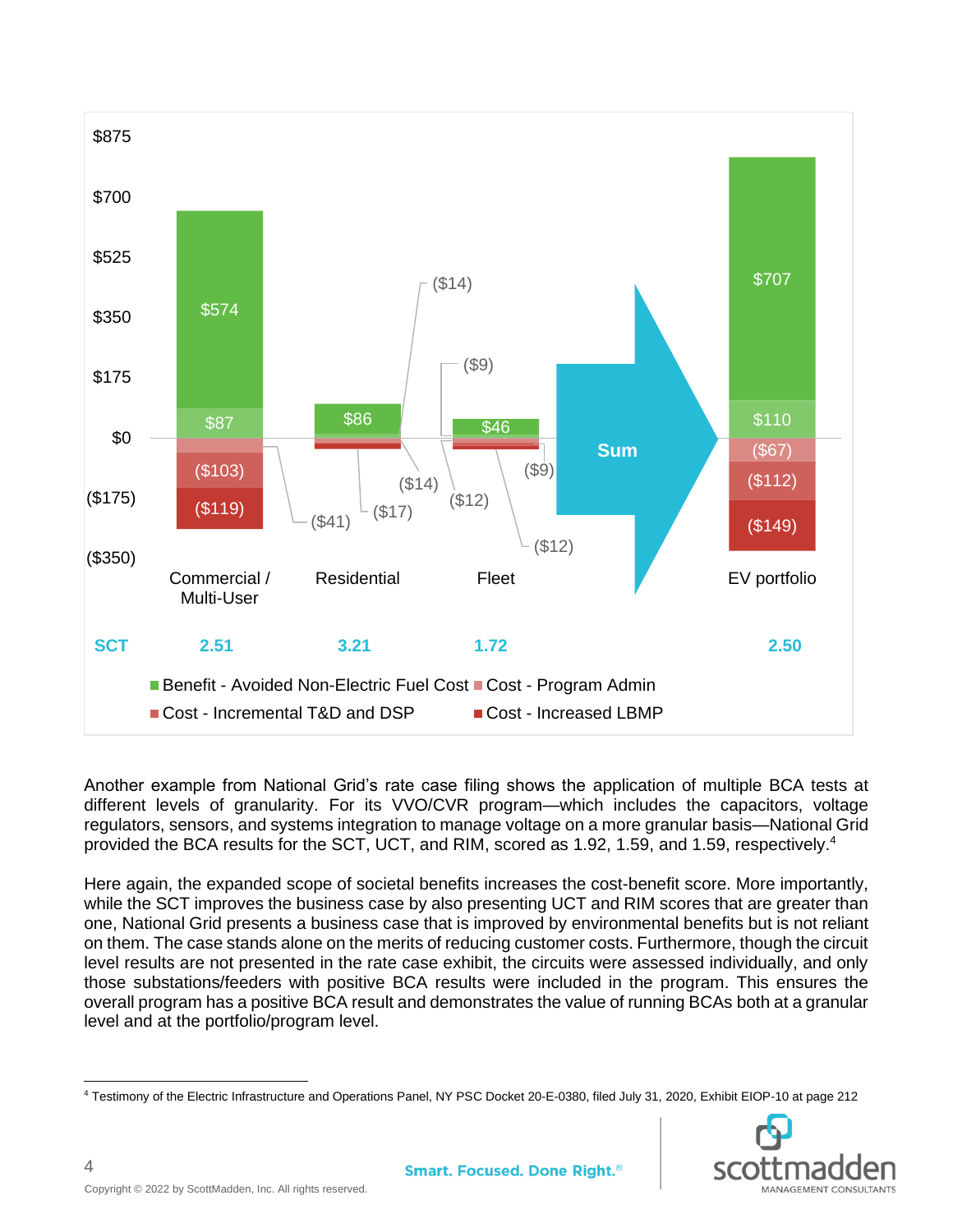| | Commercial / Multi-User | Residential | Fleet | EV portfolio |
|---|---|---|---|---|
| Benefit - Avoided Non-Electric Fuel Cost | $574 | $86 | $46 | $707 |
| | $87 | ($14) | ($9) | $110 |
| Cost - Program Admin | ($41) | ($14) | ($12) | ($67) |
| Cost - Incremental T&D and DSP | ($103) | | ($9) | ($112) |
| Cost - Increased LBMP | ($119) | ($17) | ($12) | ($149) |
| SCT | 2.51 | 3.21 | 1.72 | 2.50 |

Another example from National Grid's rate case filing shows the application of multiple BCA tests at different levels of granularity. For its VVO/CVR program—which includes the capacitors, voltage regulators, sensors, and systems integration to manage voltage on a more granular basis—National Grid provided the BCA results for the SCT, UCT, and RIM, scored as 1.92, 1.59, and 1.59, respectively.[4]

Here again, the expanded scope of societal benefits increases the cost-benefit score. More importantly, while the SCT improves the business case by also presenting UCT and RIM scores that are greater than one, National Grid presents a business case that is improved by environmental benefits but is not reliant on them. The case stands alone on the merits of reducing customer costs. Furthermore, though the circuit level results are not presented in the rate case exhibit, the circuits were assessed individually, and only those substations/feeders with positive BCA results were included in the program. This ensures the overall program has a positive BCA result and demonstrates the value of running BCAs both at a granular level and at the portfolio/program level.

[4] Testimony of the Electric Infrastructure and Operations Panel, NY PSC Docket 20-E-0380, filed July 31, 2020, Exhibit EIOP-10 at page 212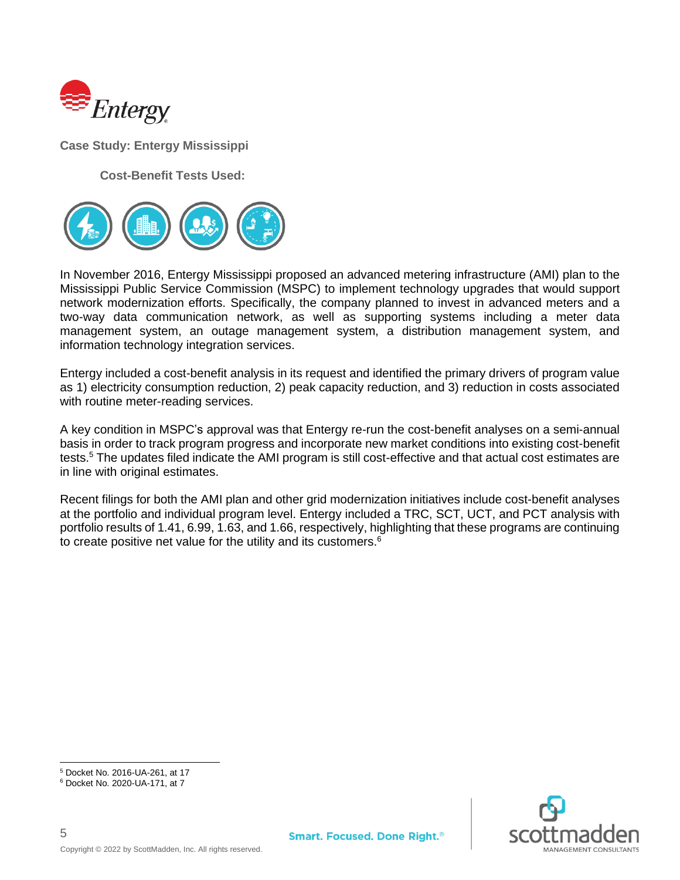**Case Study: Entergy Mississippi**

**Cost-Benefit Tests Used:**

In November 2016, Entergy Mississippi proposed an advanced metering infrastructure (AMI) plan to the Mississippi Public Service Commission (MSPC) to implement technology upgrades that would support network modernization efforts. Specifically, the company planned to invest in advanced meters and a two-way data communication network, as well as supporting systems including a meter data management system, an outage management system, a distribution management system, and information technology integration services.

Entergy included a cost-benefit analysis in its request and identified the primary drivers of program value as 1) electricity consumption reduction, 2) peak capacity reduction, and 3) reduction in costs associated with routine meter-reading services.

A key condition in MSPC's approval was that Entergy re-run the cost-benefit analyses on a semi-annual basis in order to track program progress and incorporate new market conditions into existing cost-benefit tests.[5] The updates filed indicate the AMI program is still cost-effective and that actual cost estimates are in line with original estimates.

Recent filings for both the AMI plan and other grid modernization initiatives include cost-benefit analyses at the portfolio and individual program level. Entergy included a TRC, SCT, UCT, and PCT analysis with portfolio results of 1.41, 6.99, 1.63, and 1.66, respectively, highlighting that these programs are continuing to create positive net value for the utility and its customers.[6]

---

[5] Docket No. 2016-UA-261, at 17

[6] Docket No. 2020-UA-171, at 7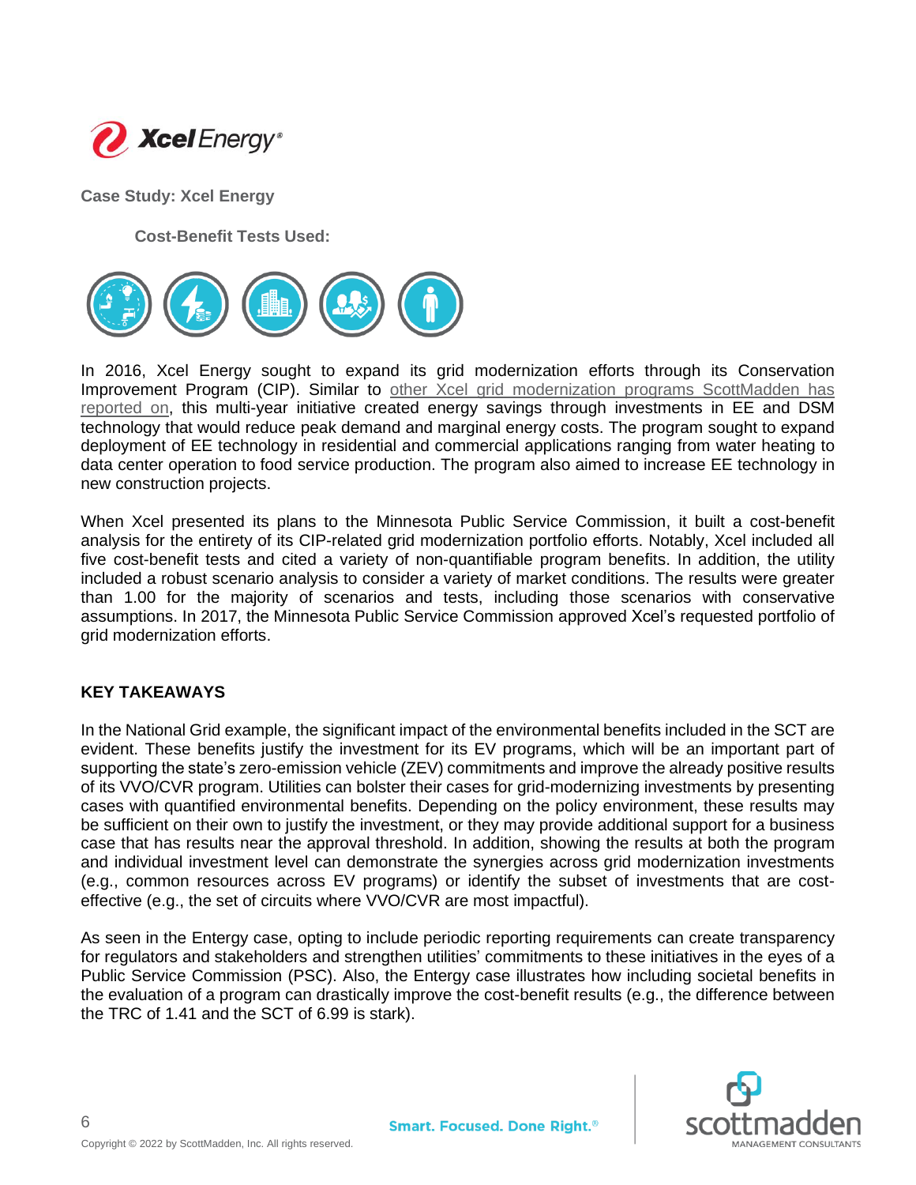**Case Study: Xcel Energy**

**Cost-Benefit Tests Used:**

In 2016, Xcel Energy sought to expand its grid modernization efforts through its Conservation Improvement Program (CIP). Similar to other Xcel grid modernization programs ScottMadden has reported on, this multi-year initiative created energy savings through investments in EE and DSM technology that would reduce peak demand and marginal energy costs. The program sought to expand deployment of EE technology in residential and commercial applications ranging from water heating to data center operation to food service production. The program also aimed to increase EE technology in new construction projects.

When Xcel presented its plans to the Minnesota Public Service Commission, it built a cost-benefit analysis for the entirety of its CIP-related grid modernization portfolio efforts. Notably, Xcel included all five cost-benefit tests and cited a variety of non-quantifiable program benefits. In addition, the utility included a robust scenario analysis to consider a variety of market conditions. The results were greater than 1.00 for the majority of scenarios and tests, including those scenarios with conservative assumptions. In 2017, the Minnesota Public Service Commission approved Xcel's requested portfolio of grid modernization efforts.

## KEY TAKEAWAYS

In the National Grid example, the significant impact of the environmental benefits included in the SCT are evident. These benefits justify the investment for its EV programs, which will be an important part of supporting the state's zero-emission vehicle (ZEV) commitments and improve the already positive results of its VVO/CVR program. Utilities can bolster their cases for grid-modernizing investments by presenting cases with quantified environmental benefits. Depending on the policy environment, these results may be sufficient on their own to justify the investment, or they may provide additional support for a business case that has results near the approval threshold. In addition, showing the results at both the program and individual investment level can demonstrate the synergies across grid modernization investments (e.g., common resources across EV programs) or identify the subset of investments that are cost-effective (e.g., the set of circuits where VVO/CVR are most impactful).

As seen in the Entergy case, opting to include periodic reporting requirements can create transparency for regulators and stakeholders and strengthen utilities' commitments to these initiatives in the eyes of a Public Service Commission (PSC). Also, the Entergy case illustrates how including societal benefits in the evaluation of a program can drastically improve the cost-benefit results (e.g., the difference between the TRC of 1.41 and the SCT of 6.99 is stark).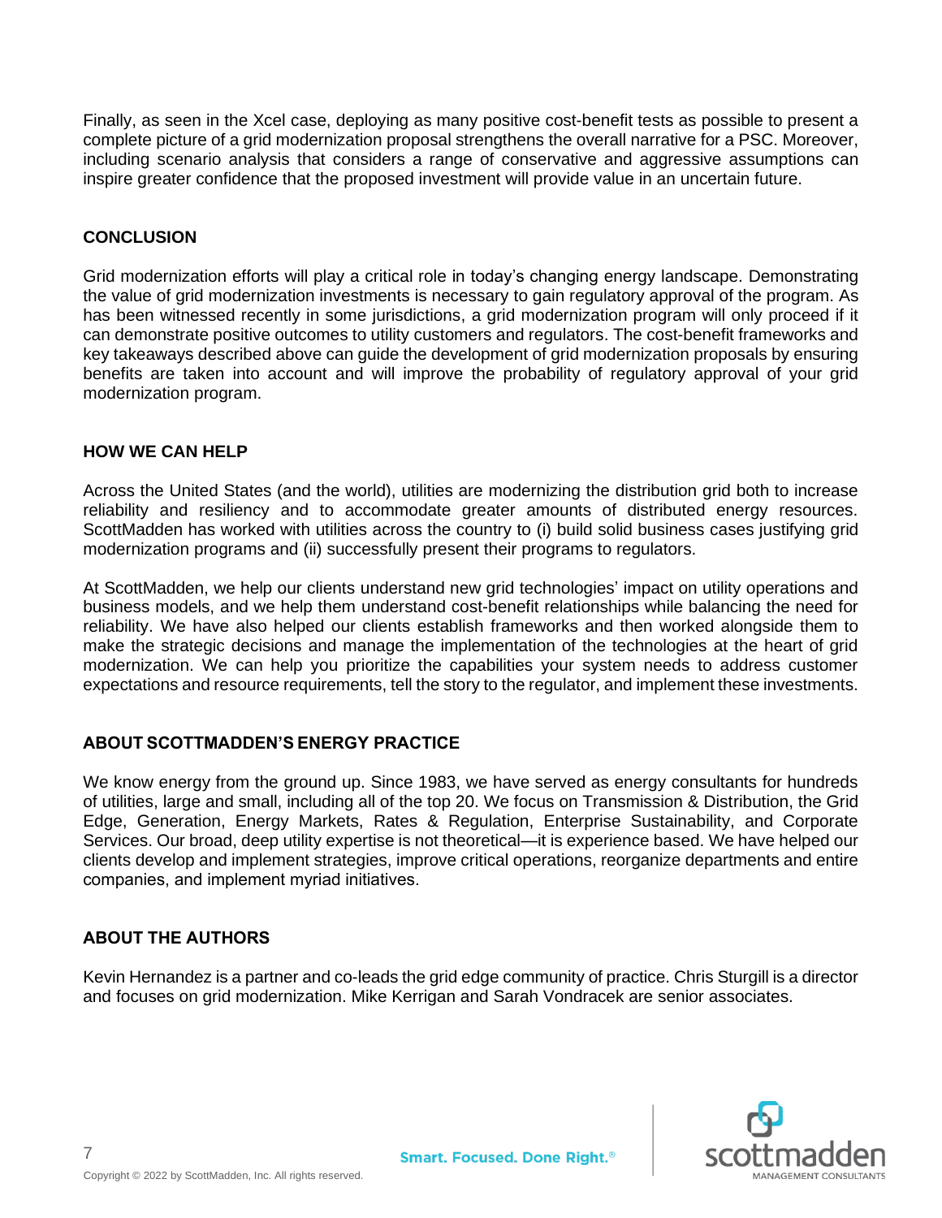Finally, as seen in the Xcel case, deploying as many positive cost-benefit tests as possible to present a complete picture of a grid modernization proposal strengthens the overall narrative for a PSC. Moreover, including scenario analysis that considers a range of conservative and aggressive assumptions can inspire greater confidence that the proposed investment will provide value in an uncertain future.

## CONCLUSION

Grid modernization efforts will play a critical role in today's changing energy landscape. Demonstrating the value of grid modernization investments is necessary to gain regulatory approval of the program. As has been witnessed recently in some jurisdictions, a grid modernization program will only proceed if it can demonstrate positive outcomes to utility customers and regulators. The cost-benefit frameworks and key takeaways described above can guide the development of grid modernization proposals by ensuring benefits are taken into account and will improve the probability of regulatory approval of your grid modernization program.

## HOW WE CAN HELP

Across the United States (and the world), utilities are modernizing the distribution grid both to increase reliability and resiliency and to accommodate greater amounts of distributed energy resources. ScottMadden has worked with utilities across the country to (i) build solid business cases justifying grid modernization programs and (ii) successfully present their programs to regulators.

At ScottMadden, we help our clients understand new grid technologies' impact on utility operations and business models, and we help them understand cost-benefit relationships while balancing the need for reliability. We have also helped our clients establish frameworks and then worked alongside them to make the strategic decisions and manage the implementation of the technologies at the heart of grid modernization. We can help you prioritize the capabilities your system needs to address customer expectations and resource requirements, tell the story to the regulator, and implement these investments.

## ABOUT SCOTTMADDEN'S ENERGY PRACTICE

We know energy from the ground up. Since 1983, we have served as energy consultants for hundreds of utilities, large and small, including all of the top 20. We focus on Transmission & Distribution, the Grid Edge, Generation, Energy Markets, Rates & Regulation, Enterprise Sustainability, and Corporate Services. Our broad, deep utility expertise is not theoretical—it is experience based. We have helped our clients develop and implement strategies, improve critical operations, reorganize departments and entire companies, and implement myriad initiatives.

## ABOUT THE AUTHORS

Kevin Hernandez is a partner and co-leads the grid edge community of practice. Chris Sturgill is a director and focuses on grid modernization. Mike Kerrigan and Sarah Vondracek are senior associates.

Copyright © 2022 by ScottMadden, Inc. All rights reserved.

Smart. Focused. Done Right.®

scottmadden
MANAGEMENT CONSULTANTS